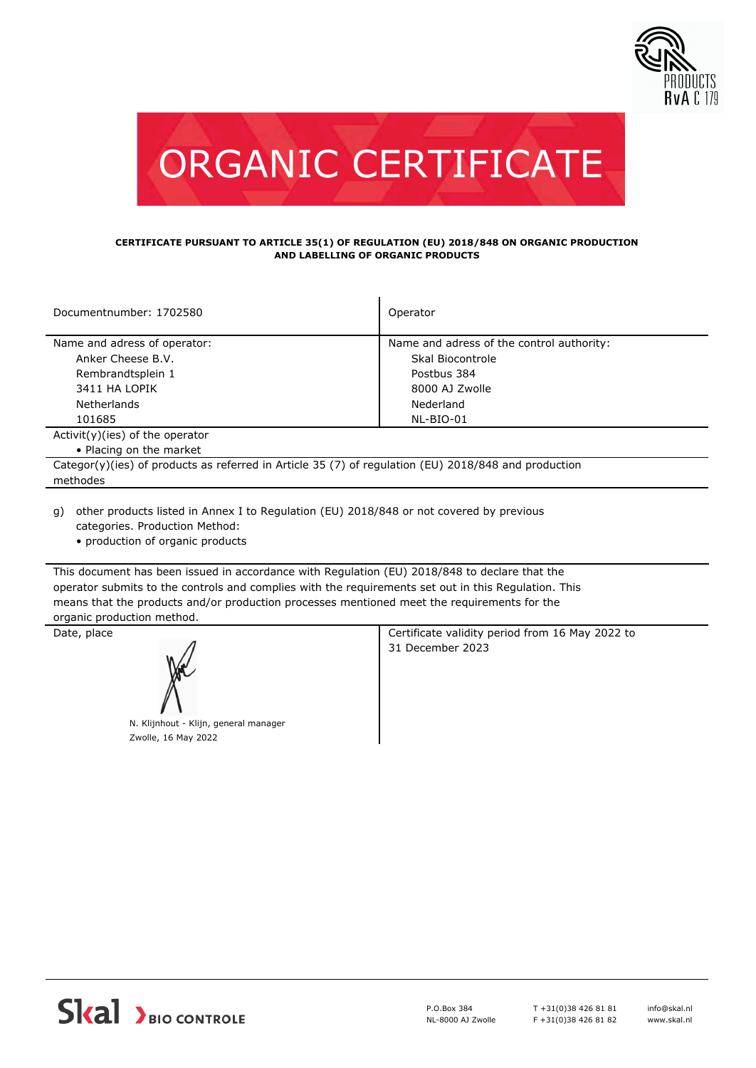# ORGANIC CERTIFICATE

**CERTIFICATE PURSUANT TO ARTICLE 35(1) OF REGULATION (EU) 2018/848 ON ORGANIC PRODUCTION AND LABELLING OF ORGANIC PRODUCTS**

| Documentnumber: 1702580 | Operator |
|---|---|
| Name and adress of operator:<br>Anker Cheese B.V.<br>Rembrandtsplein 1<br>3411 HA LOPIK<br>Netherlands<br>101685 | Name and adress of the control authority:<br>Skal Biocontrole<br>Postbus 384<br>8000 AJ Zwolle<br>Nederland<br>NL-BIO-01 |

Activit(y)(ies) of the operator

- Placing on the market

Categor(y)(ies) of products as referred in Article 35 (7) of regulation (EU) 2018/848 and production methodes

g) other products listed in Annex I to Regulation (EU) 2018/848 or not covered by previous categories. Production Method:
- production of organic products

This document has been issued in accordance with Regulation (EU) 2018/848 to declare that the operator submits to the controls and complies with the requirements set out in this Regulation. This means that the products and/or production processes mentioned meet the requirements for the organic production method.

| Date, place | Certificate validity period from 16 May 2022 to 31 December 2023 |
|---|---|
| N. Klijnhout - Klijn, general manager<br>Zwolle, 16 May 2022 | |

Skal BIO CONTROLE

P.O.Box 384
NL-8000 AJ Zwolle

T +31(0)38 426 81 81
F +31(0)38 426 81 82

info@skal.nl
www.skal.nl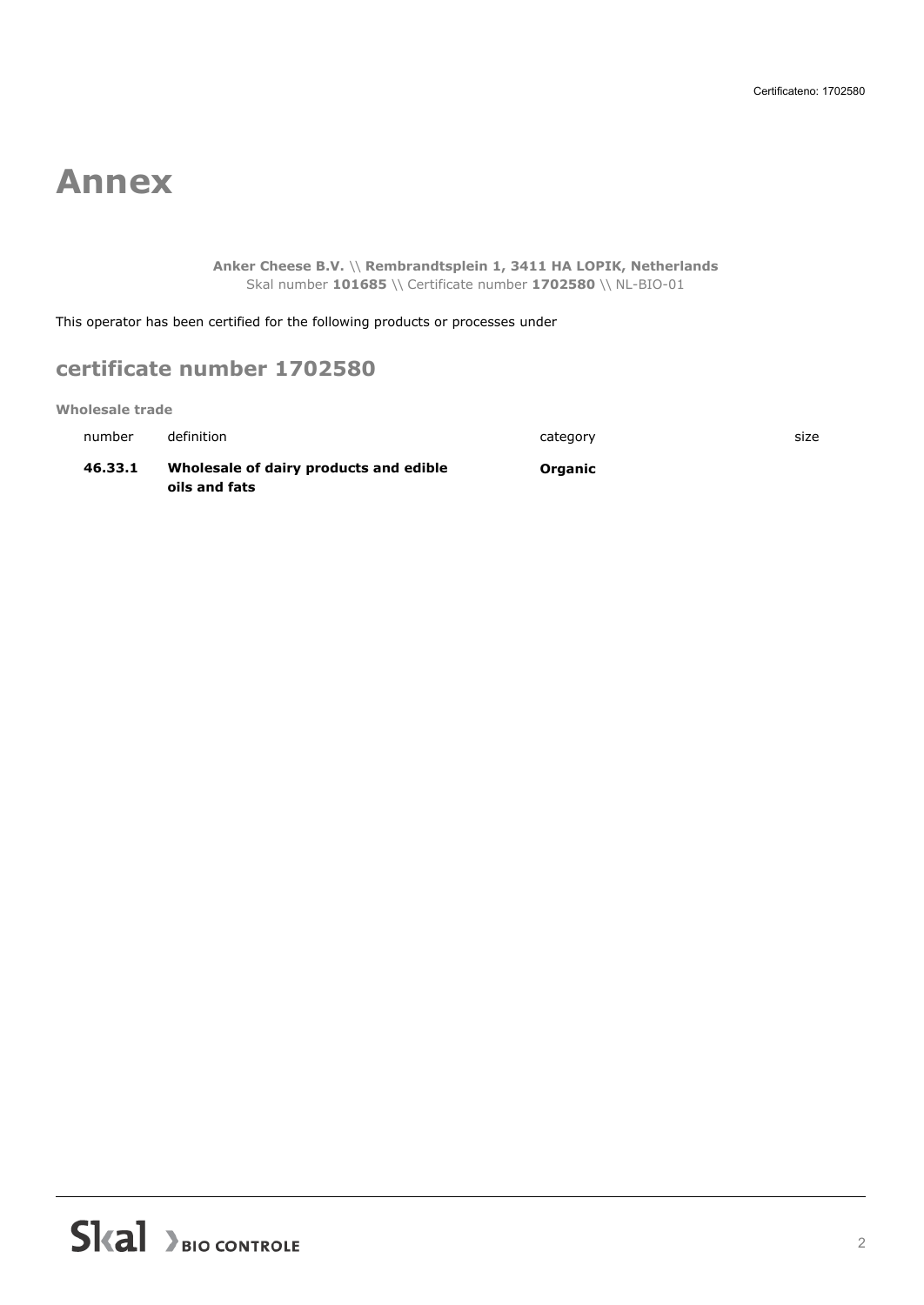# Annex

**Anker Cheese B.V.** \\ **Rembrandtsplein 1, 3411 HA LOPIK, Netherlands**
Skal number **101685** \\ Certificate number **1702580** \\ NL-BIO-01

This operator has been certified for the following products or processes under

## certificate number 1702580

### Wholesale trade

| number | definition | category | size |
|---|---|---|---|
| **46.33.1** | **Wholesale of dairy products and edible oils and fats** | **Organic** | |